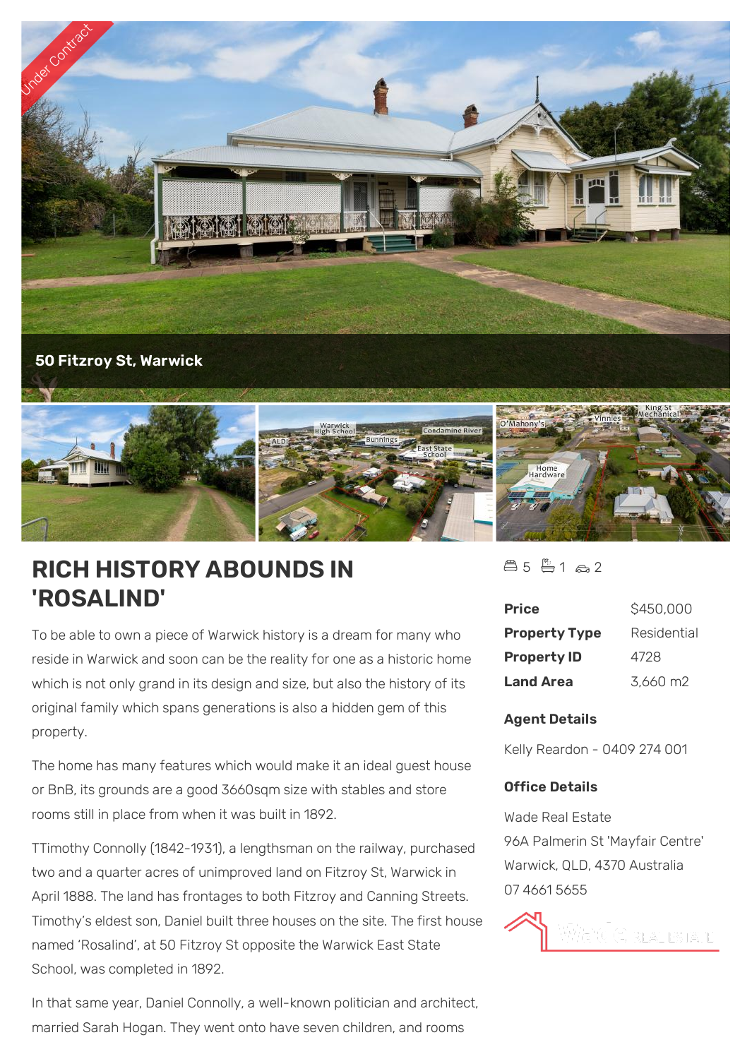Under Contract

50 Fitzroy St, Warwick

# RICH HISTORY ABOUNDS IN 'ROSALIND'

5 1 2

| | |
|---|---|
| **Price** | $450,000 |
| **Property Type** | Residential |
| **Property ID** | 4728 |
| **Land Area** | 3,660 m2 |

**Agent Details**

Kelly Reardon - 0409 274 001

**Office Details**

Wade Real Estate
96A Palmerin St 'Mayfair Centre'
Warwick, QLD, 4370 Australia
07 4661 5655

To be able to own a piece of Warwick history is a dream for many who reside in Warwick and soon can be the reality for one as a historic home which is not only grand in its design and size, but also the history of its original family which spans generations is also a hidden gem of this property.

The home has many features which would make it an ideal guest house or BnB, its grounds are a good 3660sqm size with stables and store rooms still in place from when it was built in 1892.

TTimothy Connolly (1842-1931), a lengthsman on the railway, purchased two and a quarter acres of unimproved land on Fitzroy St, Warwick in April 1888. The land has frontages to both Fitzroy and Canning Streets. Timothy's eldest son, Daniel built three houses on the site. The first house named 'Rosalind', at 50 Fitzroy St opposite the Warwick East State School, was completed in 1892.

In that same year, Daniel Connolly, a well-known politician and architect, married Sarah Hogan. They went onto have seven children, and rooms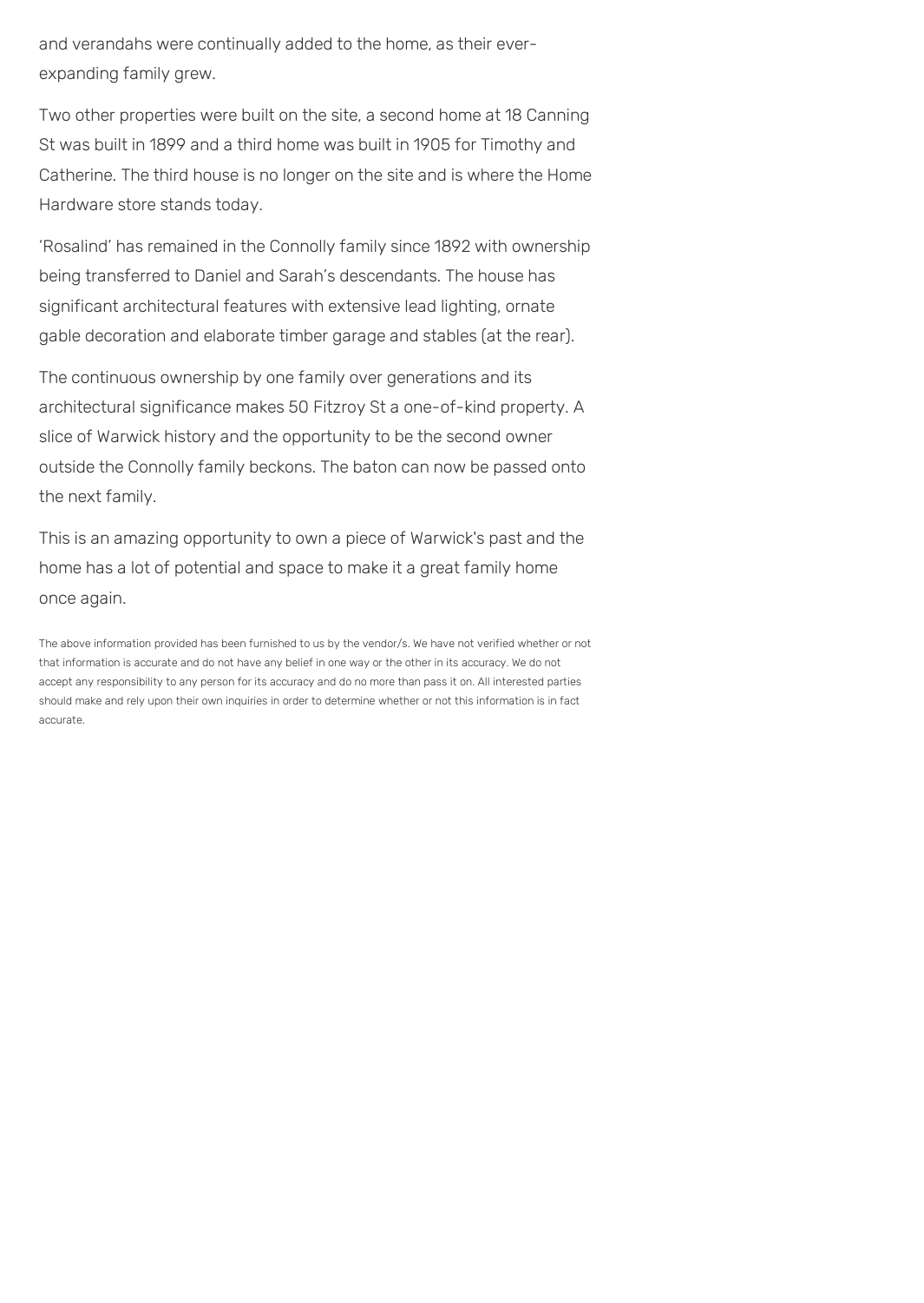and verandahs were continually added to the home, as their ever-expanding family grew.

Two other properties were built on the site, a second home at 18 Canning St was built in 1899 and a third home was built in 1905 for Timothy and Catherine. The third house is no longer on the site and is where the Home Hardware store stands today.

'Rosalind' has remained in the Connolly family since 1892 with ownership being transferred to Daniel and Sarah's descendants. The house has significant architectural features with extensive lead lighting, ornate gable decoration and elaborate timber garage and stables (at the rear).

The continuous ownership by one family over generations and its architectural significance makes 50 Fitzroy St a one-of-kind property. A slice of Warwick history and the opportunity to be the second owner outside the Connolly family beckons. The baton can now be passed onto the next family.

This is an amazing opportunity to own a piece of Warwick's past and the home has a lot of potential and space to make it a great family home once again.

The above information provided has been furnished to us by the vendor/s. We have not verified whether or not that information is accurate and do not have any belief in one way or the other in its accuracy. We do not accept any responsibility to any person for its accuracy and do no more than pass it on. All interested parties should make and rely upon their own inquiries in order to determine whether or not this information is in fact accurate.